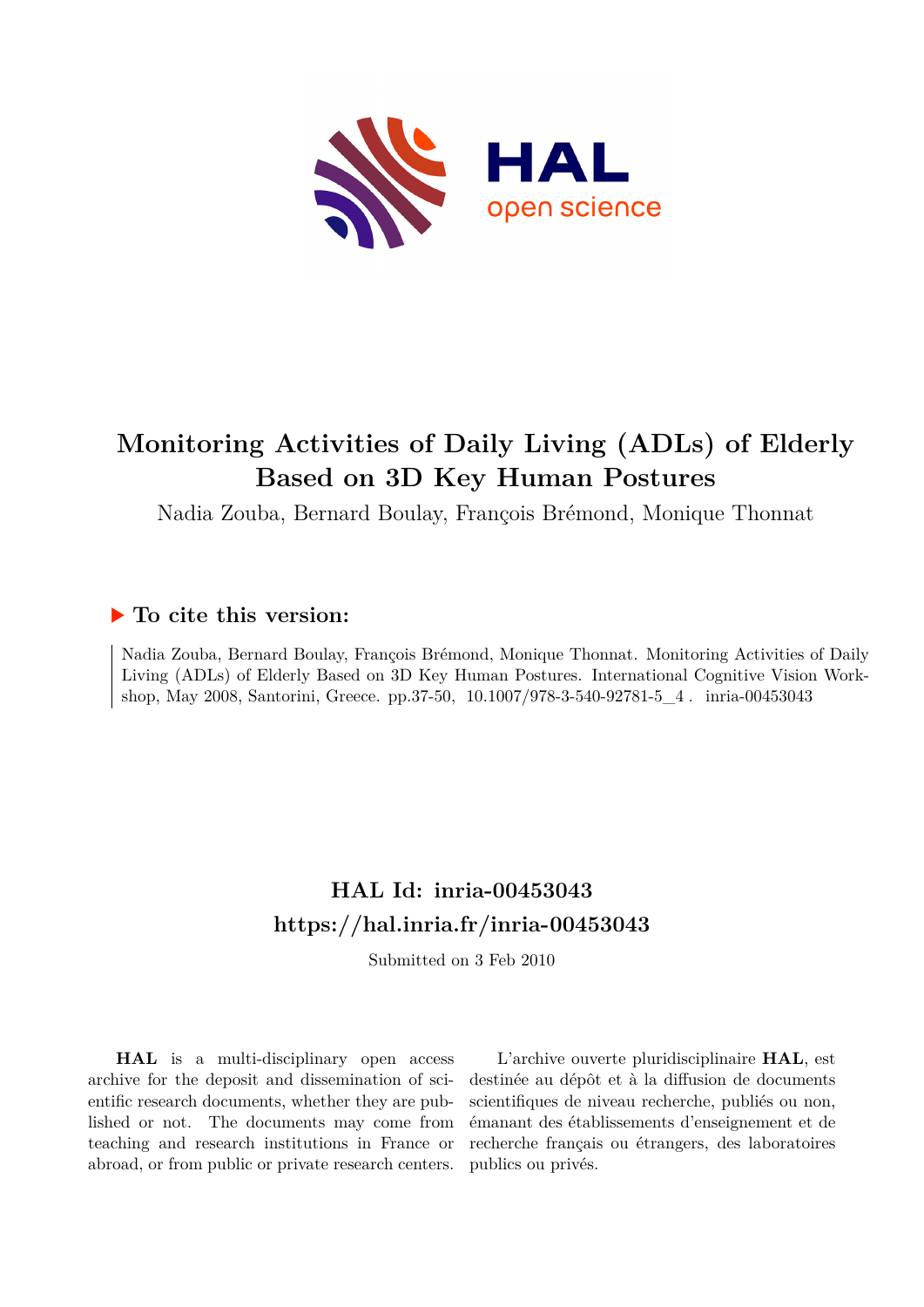# Monitoring Activities of Daily Living (ADLs) of Elderly Based on 3D Key Human Postures

Nadia Zouba, Bernard Boulay, François Brémond, Monique Thonnat

## To cite this version:

Nadia Zouba, Bernard Boulay, François Brémond, Monique Thonnat. Monitoring Activities of Daily Living (ADLs) of Elderly Based on 3D Key Human Postures. International Cognitive Vision Workshop, May 2008, Santorini, Greece. pp.37-50, 10.1007/978-3-540-92781-5_4 . inria-00453043

## HAL Id: inria-00453043
## https://hal.inria.fr/inria-00453043

Submitted on 3 Feb 2010

**HAL** is a multi-disciplinary open access archive for the deposit and dissemination of scientific research documents, whether they are published or not. The documents may come from teaching and research institutions in France or abroad, or from public or private research centers.

L'archive ouverte pluridisciplinaire **HAL**, est destinée au dépôt et à la diffusion de documents scientifiques de niveau recherche, publiés ou non, émanant des établissements d'enseignement et de recherche français ou étrangers, des laboratoires publics ou privés.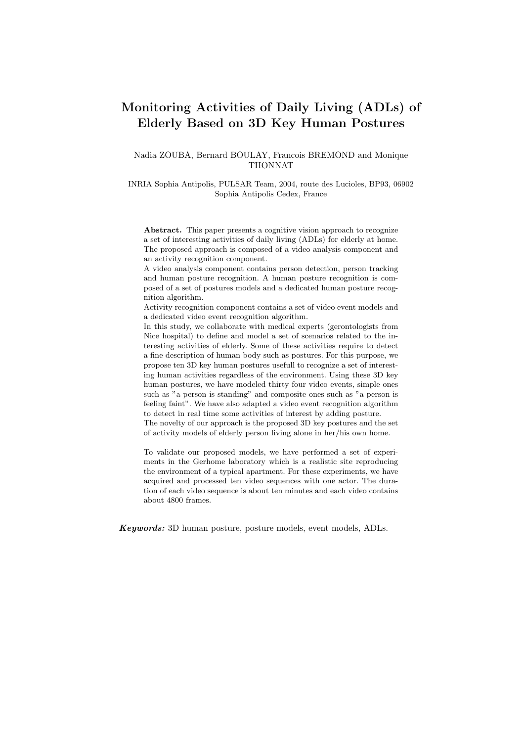# Monitoring Activities of Daily Living (ADLs) of Elderly Based on 3D Key Human Postures

Nadia ZOUBA, Bernard BOULAY, Francois BREMOND and Monique THONNAT

INRIA Sophia Antipolis, PULSAR Team, 2004, route des Lucioles, BP93, 06902 Sophia Antipolis Cedex, France

**Abstract.** This paper presents a cognitive vision approach to recognize a set of interesting activities of daily living (ADLs) for elderly at home. The proposed approach is composed of a video analysis component and an activity recognition component.

A video analysis component contains person detection, person tracking and human posture recognition. A human posture recognition is composed of a set of postures models and a dedicated human posture recognition algorithm.

Activity recognition component contains a set of video event models and a dedicated video event recognition algorithm.

In this study, we collaborate with medical experts (gerontologists from Nice hospital) to define and model a set of scenarios related to the interesting activities of elderly. Some of these activities require to detect a fine description of human body such as postures. For this purpose, we propose ten 3D key human postures usefull to recognize a set of interesting human activities regardless of the environment. Using these 3D key human postures, we have modeled thirty four video events, simple ones such as "a person is standing" and composite ones such as "a person is feeling faint". We have also adapted a video event recognition algorithm to detect in real time some activities of interest by adding posture.

The novelty of our approach is the proposed 3D key postures and the set of activity models of elderly person living alone in her/his own home.

To validate our proposed models, we have performed a set of experiments in the Gerhome laboratory which is a realistic site reproducing the environment of a typical apartment. For these experiments, we have acquired and processed ten video sequences with one actor. The duration of each video sequence is about ten minutes and each video contains about 4800 frames.

***Keywords:*** 3D human posture, posture models, event models, ADLs.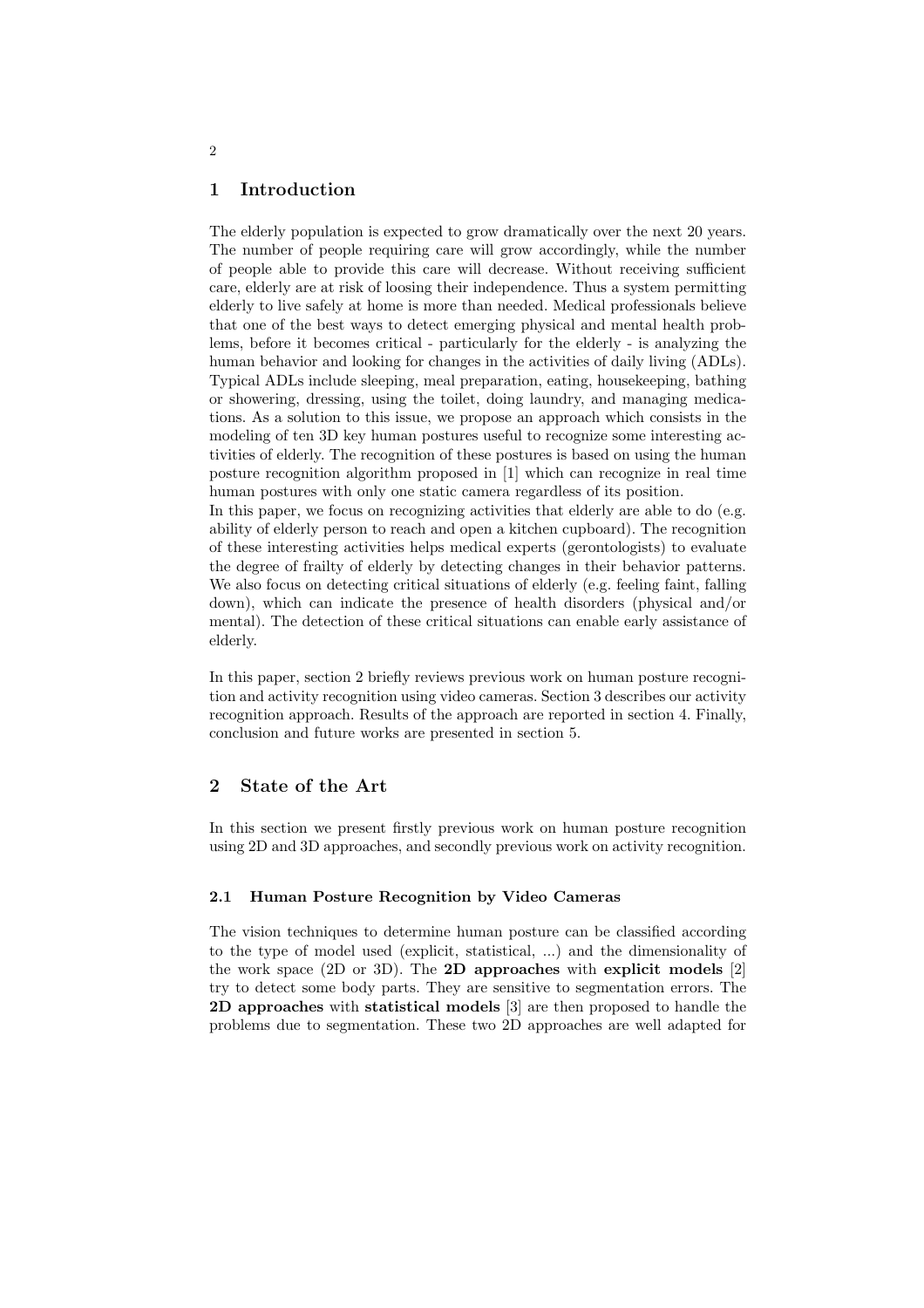## 1 Introduction

The elderly population is expected to grow dramatically over the next 20 years. The number of people requiring care will grow accordingly, while the number of people able to provide this care will decrease. Without receiving sufficient care, elderly are at risk of loosing their independence. Thus a system permitting elderly to live safely at home is more than needed. Medical professionals believe that one of the best ways to detect emerging physical and mental health problems, before it becomes critical - particularly for the elderly - is analyzing the human behavior and looking for changes in the activities of daily living (ADLs). Typical ADLs include sleeping, meal preparation, eating, housekeeping, bathing or showering, dressing, using the toilet, doing laundry, and managing medications. As a solution to this issue, we propose an approach which consists in the modeling of ten 3D key human postures useful to recognize some interesting activities of elderly. The recognition of these postures is based on using the human posture recognition algorithm proposed in [1] which can recognize in real time human postures with only one static camera regardless of its position.
In this paper, we focus on recognizing activities that elderly are able to do (e.g. ability of elderly person to reach and open a kitchen cupboard). The recognition of these interesting activities helps medical experts (gerontologists) to evaluate the degree of frailty of elderly by detecting changes in their behavior patterns. We also focus on detecting critical situations of elderly (e.g. feeling faint, falling down), which can indicate the presence of health disorders (physical and/or mental). The detection of these critical situations can enable early assistance of elderly.

In this paper, section 2 briefly reviews previous work on human posture recognition and activity recognition using video cameras. Section 3 describes our activity recognition approach. Results of the approach are reported in section 4. Finally, conclusion and future works are presented in section 5.

## 2 State of the Art

In this section we present firstly previous work on human posture recognition using 2D and 3D approaches, and secondly previous work on activity recognition.

### 2.1 Human Posture Recognition by Video Cameras

The vision techniques to determine human posture can be classified according to the type of model used (explicit, statistical, ...) and the dimensionality of the work space (2D or 3D). The **2D approaches** with **explicit models** [2] try to detect some body parts. They are sensitive to segmentation errors. The **2D approaches** with **statistical models** [3] are then proposed to handle the problems due to segmentation. These two 2D approaches are well adapted for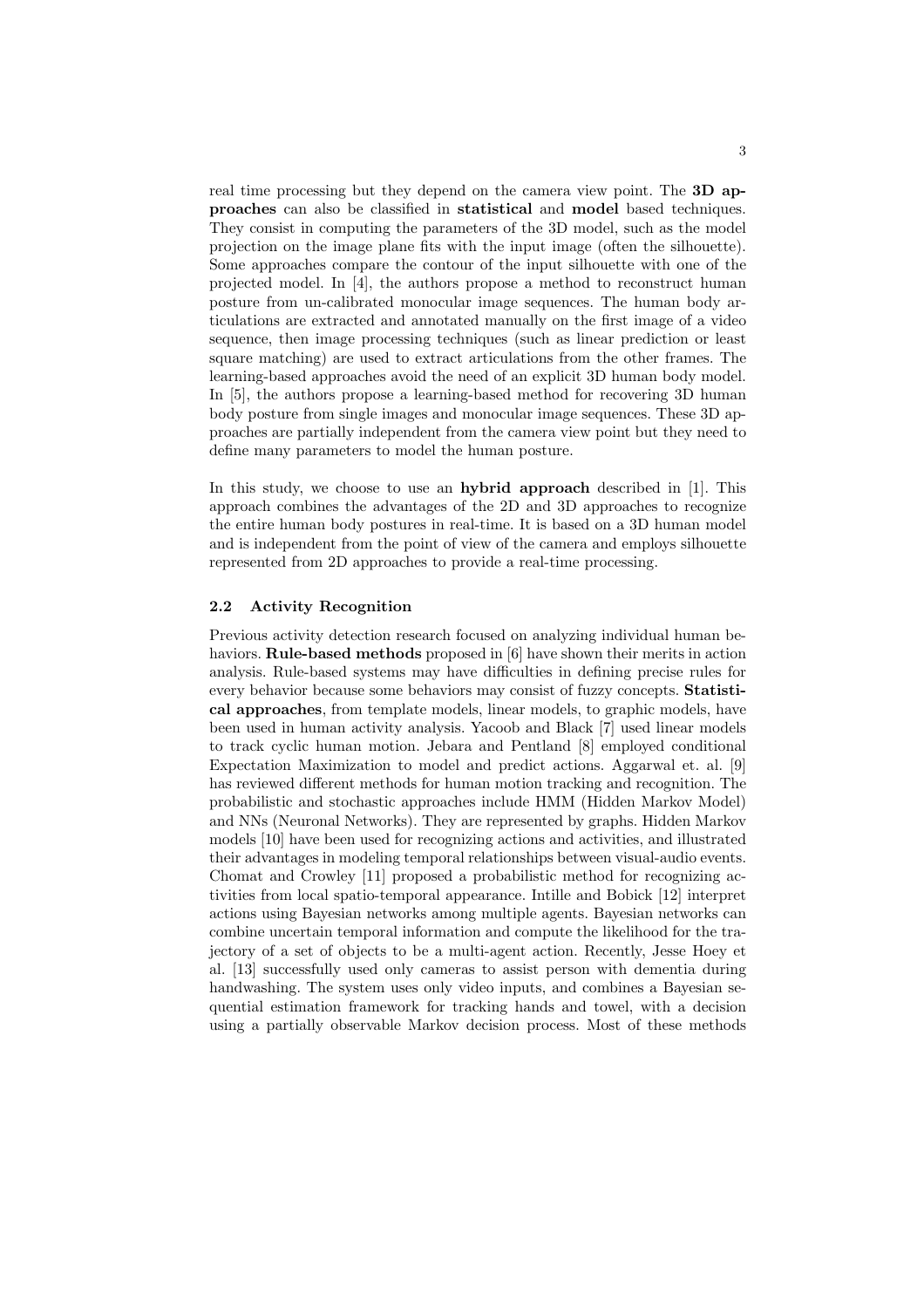real time processing but they depend on the camera view point. The **3D approaches** can also be classified in **statistical** and **model** based techniques. They consist in computing the parameters of the 3D model, such as the model projection on the image plane fits with the input image (often the silhouette). Some approaches compare the contour of the input silhouette with one of the projected model. In [4], the authors propose a method to reconstruct human posture from un-calibrated monocular image sequences. The human body articulations are extracted and annotated manually on the first image of a video sequence, then image processing techniques (such as linear prediction or least square matching) are used to extract articulations from the other frames. The learning-based approaches avoid the need of an explicit 3D human body model. In [5], the authors propose a learning-based method for recovering 3D human body posture from single images and monocular image sequences. These 3D approaches are partially independent from the camera view point but they need to define many parameters to model the human posture.

In this study, we choose to use an **hybrid approach** described in [1]. This approach combines the advantages of the 2D and 3D approaches to recognize the entire human body postures in real-time. It is based on a 3D human model and is independent from the point of view of the camera and employs silhouette represented from 2D approaches to provide a real-time processing.

### 2.2 Activity Recognition

Previous activity detection research focused on analyzing individual human behaviors. **Rule-based methods** proposed in [6] have shown their merits in action analysis. Rule-based systems may have difficulties in defining precise rules for every behavior because some behaviors may consist of fuzzy concepts. **Statistical approaches**, from template models, linear models, to graphic models, have been used in human activity analysis. Yacoob and Black [7] used linear models to track cyclic human motion. Jebara and Pentland [8] employed conditional Expectation Maximization to model and predict actions. Aggarwal et. al. [9] has reviewed different methods for human motion tracking and recognition. The probabilistic and stochastic approaches include HMM (Hidden Markov Model) and NNs (Neuronal Networks). They are represented by graphs. Hidden Markov models [10] have been used for recognizing actions and activities, and illustrated their advantages in modeling temporal relationships between visual-audio events. Chomat and Crowley [11] proposed a probabilistic method for recognizing activities from local spatio-temporal appearance. Intille and Bobick [12] interpret actions using Bayesian networks among multiple agents. Bayesian networks can combine uncertain temporal information and compute the likelihood for the trajectory of a set of objects to be a multi-agent action. Recently, Jesse Hoey et al. [13] successfully used only cameras to assist person with dementia during handwashing. The system uses only video inputs, and combines a Bayesian sequential estimation framework for tracking hands and towel, with a decision using a partially observable Markov decision process. Most of these methods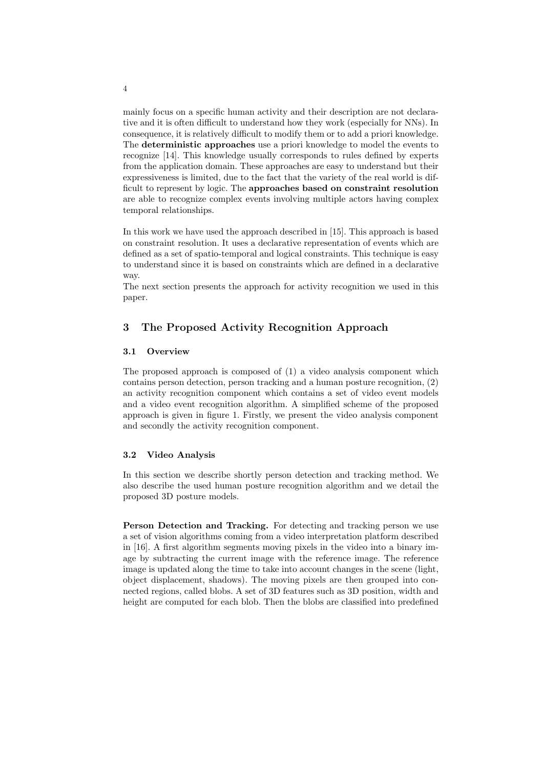mainly focus on a specific human activity and their description are not declarative and it is often difficult to understand how they work (especially for NNs). In consequence, it is relatively difficult to modify them or to add a priori knowledge. The **deterministic approaches** use a priori knowledge to model the events to recognize [14]. This knowledge usually corresponds to rules defined by experts from the application domain. These approaches are easy to understand but their expressiveness is limited, due to the fact that the variety of the real world is difficult to represent by logic. The **approaches based on constraint resolution** are able to recognize complex events involving multiple actors having complex temporal relationships.

In this work we have used the approach described in [15]. This approach is based on constraint resolution. It uses a declarative representation of events which are defined as a set of spatio-temporal and logical constraints. This technique is easy to understand since it is based on constraints which are defined in a declarative way.
The next section presents the approach for activity recognition we used in this paper.

## 3 The Proposed Activity Recognition Approach

### 3.1 Overview

The proposed approach is composed of (1) a video analysis component which contains person detection, person tracking and a human posture recognition, (2) an activity recognition component which contains a set of video event models and a video event recognition algorithm. A simplified scheme of the proposed approach is given in figure 1. Firstly, we present the video analysis component and secondly the activity recognition component.

### 3.2 Video Analysis

In this section we describe shortly person detection and tracking method. We also describe the used human posture recognition algorithm and we detail the proposed 3D posture models.

**Person Detection and Tracking.** For detecting and tracking person we use a set of vision algorithms coming from a video interpretation platform described in [16]. A first algorithm segments moving pixels in the video into a binary image by subtracting the current image with the reference image. The reference image is updated along the time to take into account changes in the scene (light, object displacement, shadows). The moving pixels are then grouped into connected regions, called blobs. A set of 3D features such as 3D position, width and height are computed for each blob. Then the blobs are classified into predefined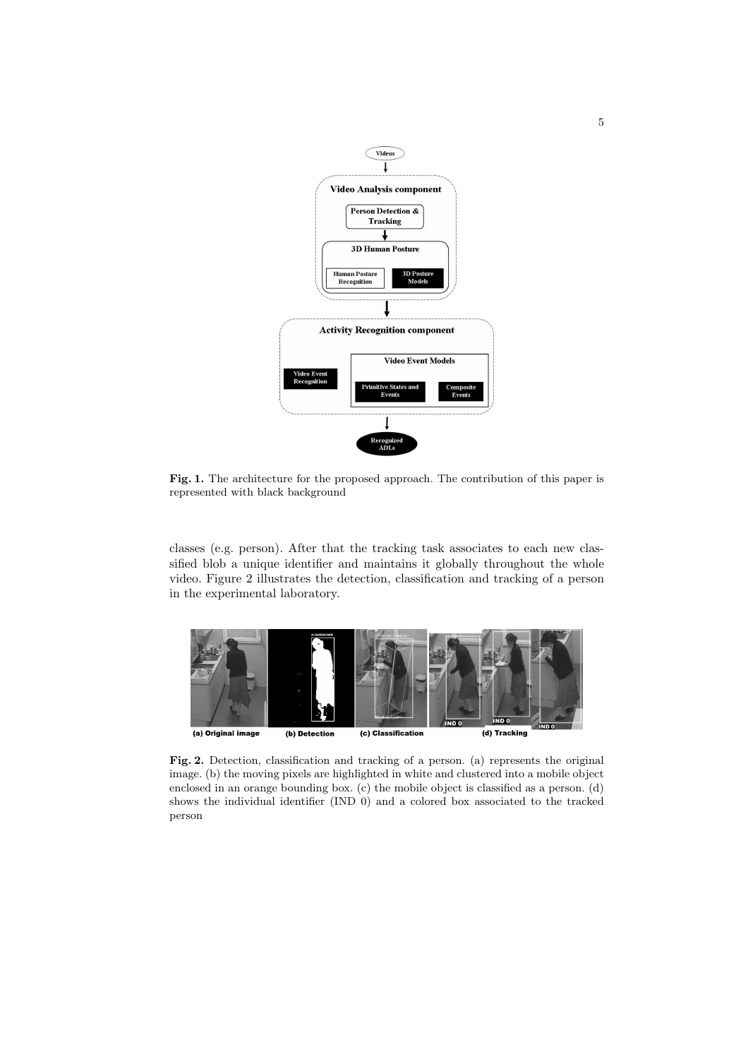**Fig. 1.** The architecture for the proposed approach. The contribution of this paper is represented with black background

classes (e.g. person). After that the tracking task associates to each new classified blob a unique identifier and maintains it globally throughout the whole video. Figure 2 illustrates the detection, classification and tracking of a person in the experimental laboratory.

**Fig. 2.** Detection, classification and tracking of a person. (a) represents the original image. (b) the moving pixels are highlighted in white and clustered into a mobile object enclosed in an orange bounding box. (c) the mobile object is classified as a person. (d) shows the individual identifier (IND 0) and a colored box associated to the tracked person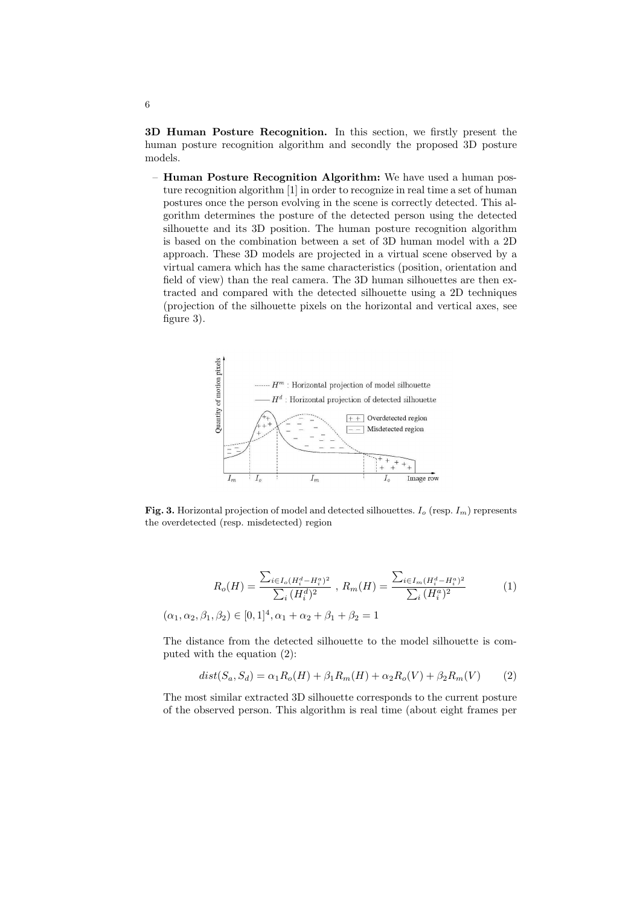**3D Human Posture Recognition.** In this section, we firstly present the human posture recognition algorithm and secondly the proposed 3D posture models.

- **Human Posture Recognition Algorithm:** We have used a human posture recognition algorithm [1] in order to recognize in real time a set of human postures once the person evolving in the scene is correctly detected. This algorithm determines the posture of the detected person using the detected silhouette and its 3D position. The human posture recognition algorithm is based on the combination between a set of 3D human model with a 2D approach. These 3D models are projected in a virtual scene observed by a virtual camera which has the same characteristics (position, orientation and field of view) than the real camera. The 3D human silhouettes are then extracted and compared with the detected silhouette using a 2D techniques (projection of the silhouette pixels on the horizontal and vertical axes, see figure 3).

**Fig. 3.** Horizontal projection of model and detected silhouettes. $I_o$ (resp. $I_m$) represents the overdetected (resp. misdetected) region

$$R_o(H) = \frac{\sum_{i \in I_o}(H_i^d - H_i^a)^2}{\sum_i (H_i^d)^2} \; , \; R_m(H) = \frac{\sum_{i \in I_m}(H_i^d - H_i^a)^2}{\sum_i (H_i^a)^2} \tag{1}$$

$(\alpha_1, \alpha_2, \beta_1, \beta_2) \in [0, 1]^4, \alpha_1 + \alpha_2 + \beta_1 + \beta_2 = 1$

The distance from the detected silhouette to the model silhouette is computed with the equation (2):

$$dist(S_a, S_d) = \alpha_1 R_o(H) + \beta_1 R_m(H) + \alpha_2 R_o(V) + \beta_2 R_m(V) \tag{2}$$

The most similar extracted 3D silhouette corresponds to the current posture of the observed person. This algorithm is real time (about eight frames per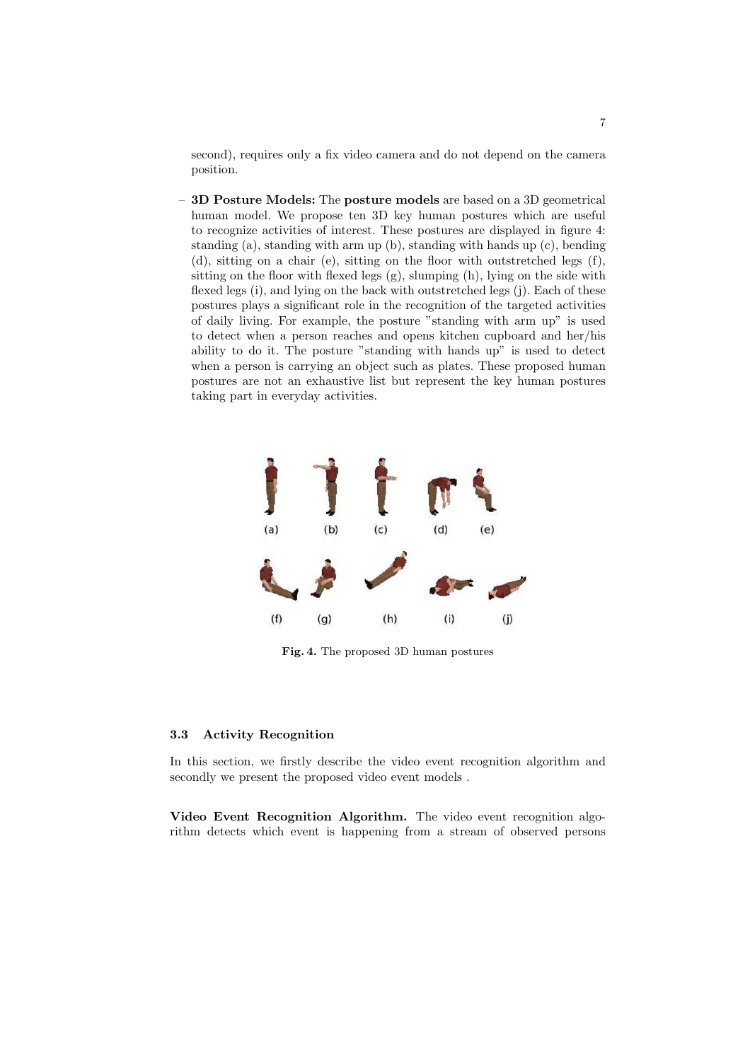second), requires only a fix video camera and do not depend on the camera position.

– **3D Posture Models:** The **posture models** are based on a 3D geometrical human model. We propose ten 3D key human postures which are useful to recognize activities of interest. These postures are displayed in figure 4: standing (a), standing with arm up (b), standing with hands up (c), bending (d), sitting on a chair (e), sitting on the floor with outstretched legs (f), sitting on the floor with flexed legs (g), slumping (h), lying on the side with flexed legs (i), and lying on the back with outstretched legs (j). Each of these postures plays a significant role in the recognition of the targeted activities of daily living. For example, the posture "standing with arm up" is used to detect when a person reaches and opens kitchen cupboard and her/his ability to do it. The posture "standing with hands up" is used to detect when a person is carrying an object such as plates. These proposed human postures are not an exhaustive list but represent the key human postures taking part in everyday activities.

**Fig. 4.** The proposed 3D human postures

### 3.3 Activity Recognition

In this section, we firstly describe the video event recognition algorithm and secondly we present the proposed video event models .

**Video Event Recognition Algorithm.** The video event recognition algorithm detects which event is happening from a stream of observed persons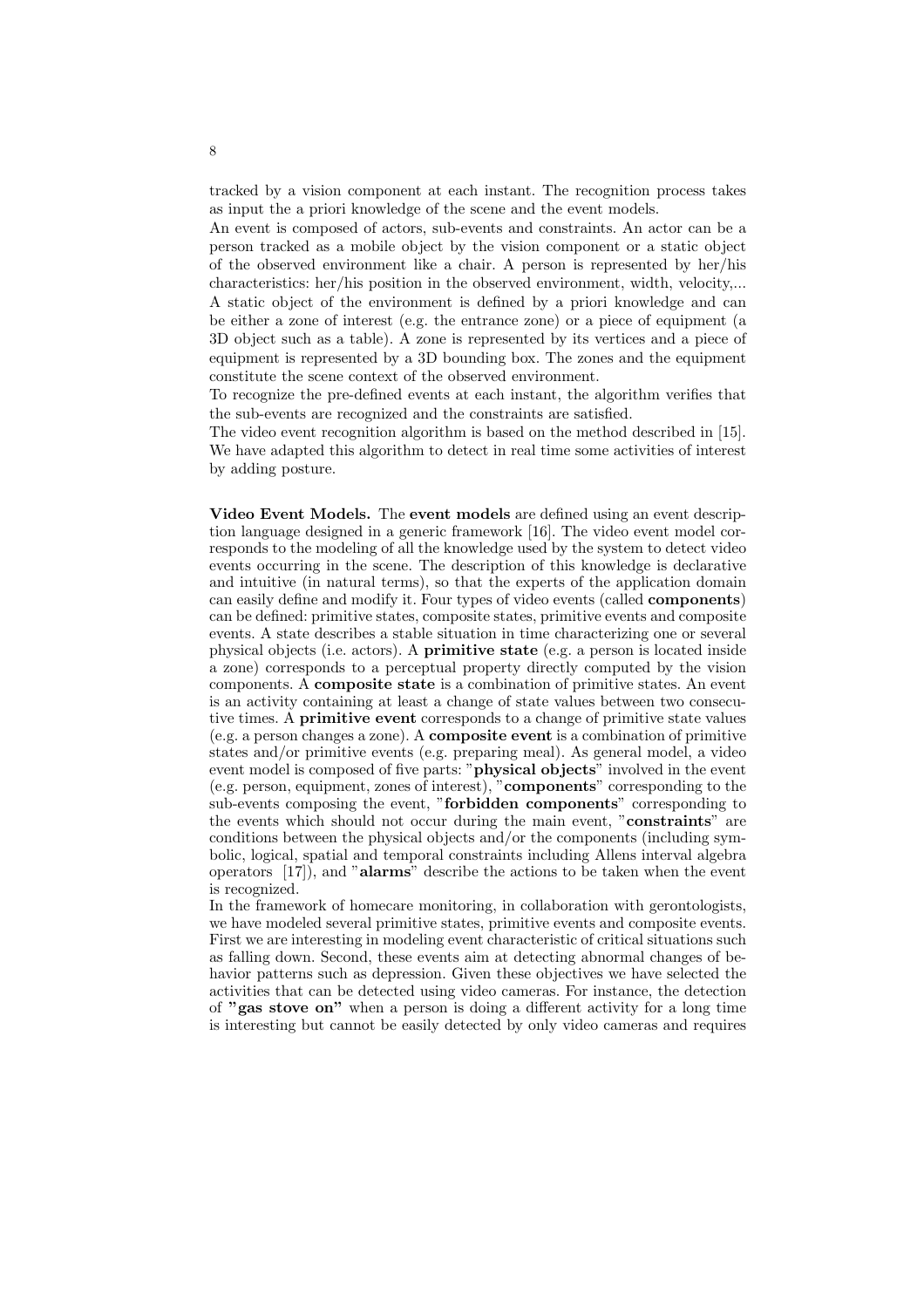tracked by a vision component at each instant. The recognition process takes as input the a priori knowledge of the scene and the event models.

An event is composed of actors, sub-events and constraints. An actor can be a person tracked as a mobile object by the vision component or a static object of the observed environment like a chair. A person is represented by her/his characteristics: her/his position in the observed environment, width, velocity,... A static object of the environment is defined by a priori knowledge and can be either a zone of interest (e.g. the entrance zone) or a piece of equipment (a 3D object such as a table). A zone is represented by its vertices and a piece of equipment is represented by a 3D bounding box. The zones and the equipment constitute the scene context of the observed environment.

To recognize the pre-defined events at each instant, the algorithm verifies that the sub-events are recognized and the constraints are satisfied.

The video event recognition algorithm is based on the method described in [15]. We have adapted this algorithm to detect in real time some activities of interest by adding posture.

**Video Event Models.** The **event models** are defined using an event description language designed in a generic framework [16]. The video event model corresponds to the modeling of all the knowledge used by the system to detect video events occurring in the scene. The description of this knowledge is declarative and intuitive (in natural terms), so that the experts of the application domain can easily define and modify it. Four types of video events (called **components**) can be defined: primitive states, composite states, primitive events and composite events. A state describes a stable situation in time characterizing one or several physical objects (i.e. actors). A **primitive state** (e.g. a person is located inside a zone) corresponds to a perceptual property directly computed by the vision components. A **composite state** is a combination of primitive states. An event is an activity containing at least a change of state values between two consecutive times. A **primitive event** corresponds to a change of primitive state values (e.g. a person changes a zone). A **composite event** is a combination of primitive states and/or primitive events (e.g. preparing meal). As general model, a video event model is composed of five parts: "**physical objects**" involved in the event (e.g. person, equipment, zones of interest), "**components**" corresponding to the sub-events composing the event, "**forbidden components**" corresponding to the events which should not occur during the main event, "**constraints**" are conditions between the physical objects and/or the components (including symbolic, logical, spatial and temporal constraints including Allens interval algebra operators [17]), and "**alarms**" describe the actions to be taken when the event is recognized.

In the framework of homecare monitoring, in collaboration with gerontologists, we have modeled several primitive states, primitive events and composite events. First we are interesting in modeling event characteristic of critical situations such as falling down. Second, these events aim at detecting abnormal changes of behavior patterns such as depression. Given these objectives we have selected the activities that can be detected using video cameras. For instance, the detection of **"gas stove on"** when a person is doing a different activity for a long time is interesting but cannot be easily detected by only video cameras and requires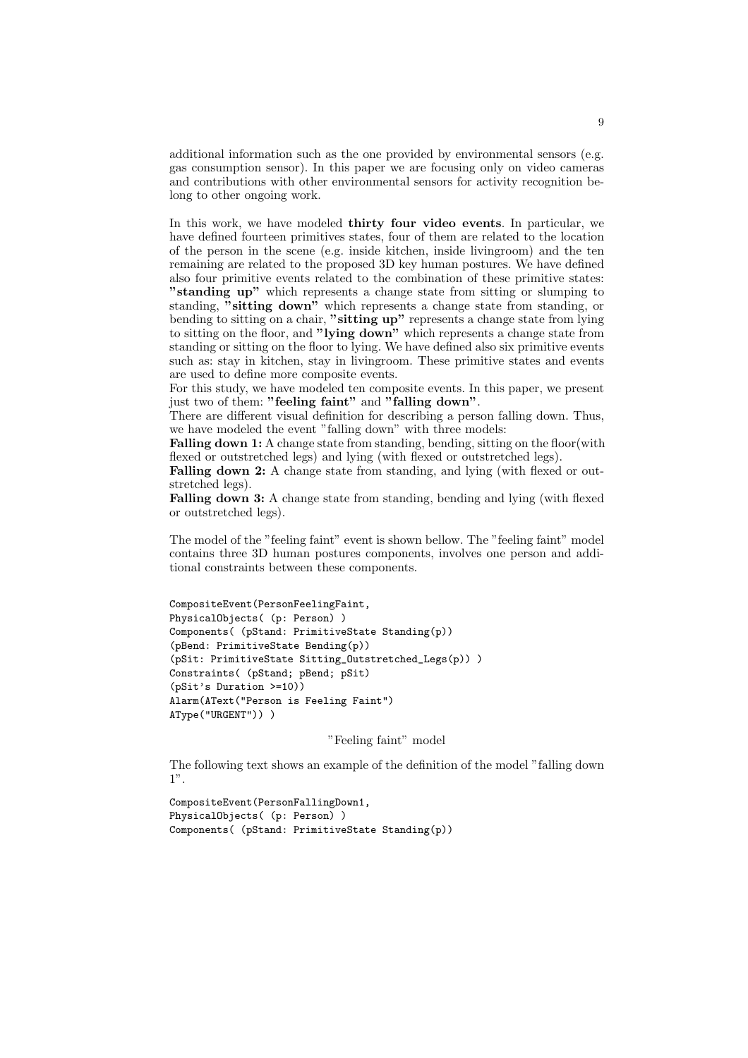additional information such as the one provided by environmental sensors (e.g. gas consumption sensor). In this paper we are focusing only on video cameras and contributions with other environmental sensors for activity recognition belong to other ongoing work.

In this work, we have modeled **thirty four video events**. In particular, we have defined fourteen primitives states, four of them are related to the location of the person in the scene (e.g. inside kitchen, inside livingroom) and the ten remaining are related to the proposed 3D key human postures. We have defined also four primitive events related to the combination of these primitive states: **"standing up"** which represents a change state from sitting or slumping to standing, **"sitting down"** which represents a change state from standing, or bending to sitting on a chair, **"sitting up"** represents a change state from lying to sitting on the floor, and **"lying down"** which represents a change state from standing or sitting on the floor to lying. We have defined also six primitive events such as: stay in kitchen, stay in livingroom. These primitive states and events are used to define more composite events.
For this study, we have modeled ten composite events. In this paper, we present just two of them: **"feeling faint"** and **"falling down"**.
There are different visual definition for describing a person falling down. Thus, we have modeled the event "falling down" with three models:
**Falling down 1:** A change state from standing, bending, sitting on the floor(with flexed or outstretched legs) and lying (with flexed or outstretched legs).
**Falling down 2:** A change state from standing, and lying (with flexed or outstretched legs).
**Falling down 3:** A change state from standing, bending and lying (with flexed or outstretched legs).

The model of the "feeling faint" event is shown bellow. The "feeling faint" model contains three 3D human postures components, involves one person and additional constraints between these components.

```
CompositeEvent(PersonFeelingFaint,
PhysicalObjects( (p: Person) )
Components( (pStand: PrimitiveState Standing(p))
(pBend: PrimitiveState Bending(p))
(pSit: PrimitiveState Sitting_Outstretched_Legs(p)) )
Constraints( (pStand; pBend; pSit)
(pSit's Duration >=10))
Alarm(AText("Person is Feeling Faint")
AType("URGENT")) )
```

"Feeling faint" model

The following text shows an example of the definition of the model "falling down 1".

```
CompositeEvent(PersonFallingDown1,
PhysicalObjects( (p: Person) )
Components( (pStand: PrimitiveState Standing(p))
```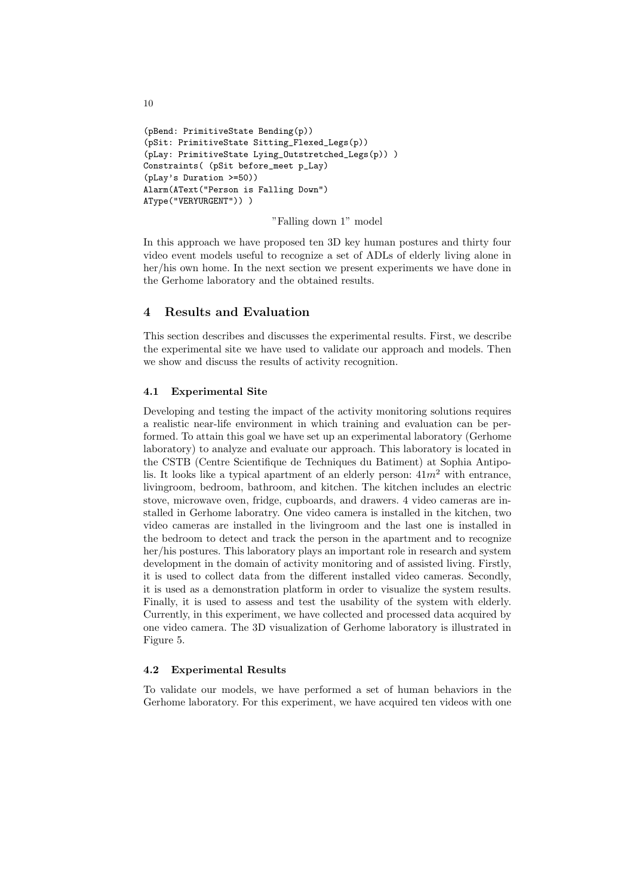```
(pBend: PrimitiveState Bending(p))
(pSit: PrimitiveState Sitting_Flexed_Legs(p))
(pLay: PrimitiveState Lying_Outstretched_Legs(p)) )
Constraints( (pSit before_meet p_Lay)
(pLay's Duration >=50))
Alarm(AText("Person is Falling Down")
AType("VERYURGENT")) )
```

"Falling down 1" model

In this approach we have proposed ten 3D key human postures and thirty four video event models useful to recognize a set of ADLs of elderly living alone in her/his own home. In the next section we present experiments we have done in the Gerhome laboratory and the obtained results.

## 4 Results and Evaluation

This section describes and discusses the experimental results. First, we describe the experimental site we have used to validate our approach and models. Then we show and discuss the results of activity recognition.

### 4.1 Experimental Site

Developing and testing the impact of the activity monitoring solutions requires a realistic near-life environment in which training and evaluation can be performed. To attain this goal we have set up an experimental laboratory (Gerhome laboratory) to analyze and evaluate our approach. This laboratory is located in the CSTB (Centre Scientifique de Techniques du Batiment) at Sophia Antipolis. It looks like a typical apartment of an elderly person: $41m^2$ with entrance, livingroom, bedroom, bathroom, and kitchen. The kitchen includes an electric stove, microwave oven, fridge, cupboards, and drawers. 4 video cameras are installed in Gerhome laboratry. One video camera is installed in the kitchen, two video cameras are installed in the livingroom and the last one is installed in the bedroom to detect and track the person in the apartment and to recognize her/his postures. This laboratory plays an important role in research and system development in the domain of activity monitoring and of assisted living. Firstly, it is used to collect data from the different installed video cameras. Secondly, it is used as a demonstration platform in order to visualize the system results. Finally, it is used to assess and test the usability of the system with elderly. Currently, in this experiment, we have collected and processed data acquired by one video camera. The 3D visualization of Gerhome laboratory is illustrated in Figure 5.

### 4.2 Experimental Results

To validate our models, we have performed a set of human behaviors in the Gerhome laboratory. For this experiment, we have acquired ten videos with one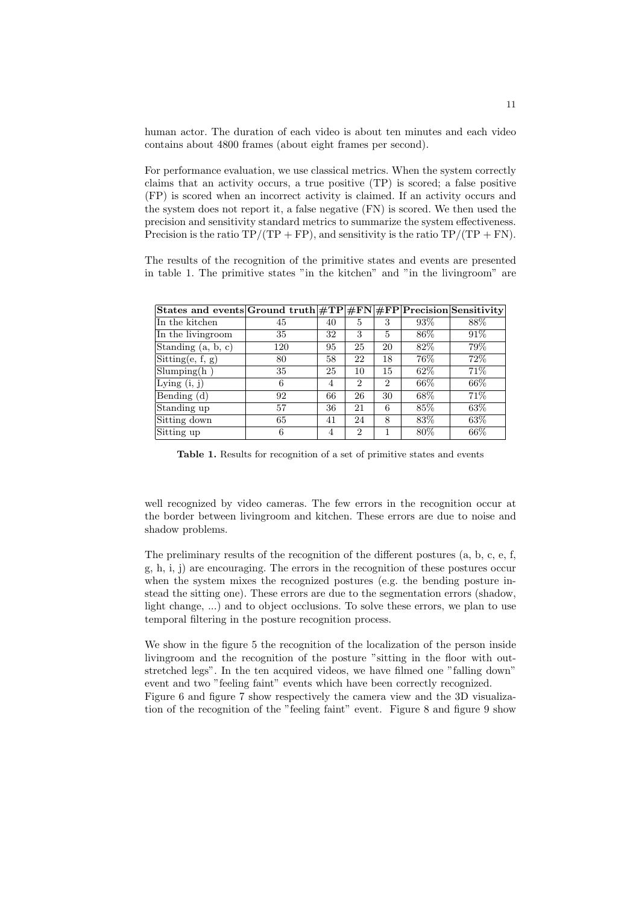human actor. The duration of each video is about ten minutes and each video contains about 4800 frames (about eight frames per second).

For performance evaluation, we use classical metrics. When the system correctly claims that an activity occurs, a true positive (TP) is scored; a false positive (FP) is scored when an incorrect activity is claimed. If an activity occurs and the system does not report it, a false negative (FN) is scored. We then used the precision and sensitivity standard metrics to summarize the system effectiveness. Precision is the ratio TP/(TP + FP), and sensitivity is the ratio TP/(TP + FN).

The results of the recognition of the primitive states and events are presented in table 1. The primitive states "in the kitchen" and "in the livingroom" are

| States and events | Ground truth | #TP | #FN | #FP | Precision | Sensitivity |
|---|---|---|---|---|---|---|
| In the kitchen | 45 | 40 | 5 | 3 | 93% | 88% |
| In the livingroom | 35 | 32 | 3 | 5 | 86% | 91% |
| Standing (a, b, c) | 120 | 95 | 25 | 20 | 82% | 79% |
| Sitting(e, f, g) | 80 | 58 | 22 | 18 | 76% | 72% |
| Slumping(h ) | 35 | 25 | 10 | 15 | 62% | 71% |
| Lying (i, j) | 6 | 4 | 2 | 2 | 66% | 66% |
| Bending (d) | 92 | 66 | 26 | 30 | 68% | 71% |
| Standing up | 57 | 36 | 21 | 6 | 85% | 63% |
| Sitting down | 65 | 41 | 24 | 8 | 83% | 63% |
| Sitting up | 6 | 4 | 2 | 1 | 80% | 66% |

**Table 1.** Results for recognition of a set of primitive states and events

well recognized by video cameras. The few errors in the recognition occur at the border between livingroom and kitchen. These errors are due to noise and shadow problems.

The preliminary results of the recognition of the different postures (a, b, c, e, f, g, h, i, j) are encouraging. The errors in the recognition of these postures occur when the system mixes the recognized postures (e.g. the bending posture instead the sitting one). These errors are due to the segmentation errors (shadow, light change, ...) and to object occlusions. To solve these errors, we plan to use temporal filtering in the posture recognition process.

We show in the figure 5 the recognition of the localization of the person inside livingroom and the recognition of the posture "sitting in the floor with outstretched legs". In the ten acquired videos, we have filmed one "falling down" event and two "feeling faint" events which have been correctly recognized.
Figure 6 and figure 7 show respectively the camera view and the 3D visualization of the recognition of the "feeling faint" event. Figure 8 and figure 9 show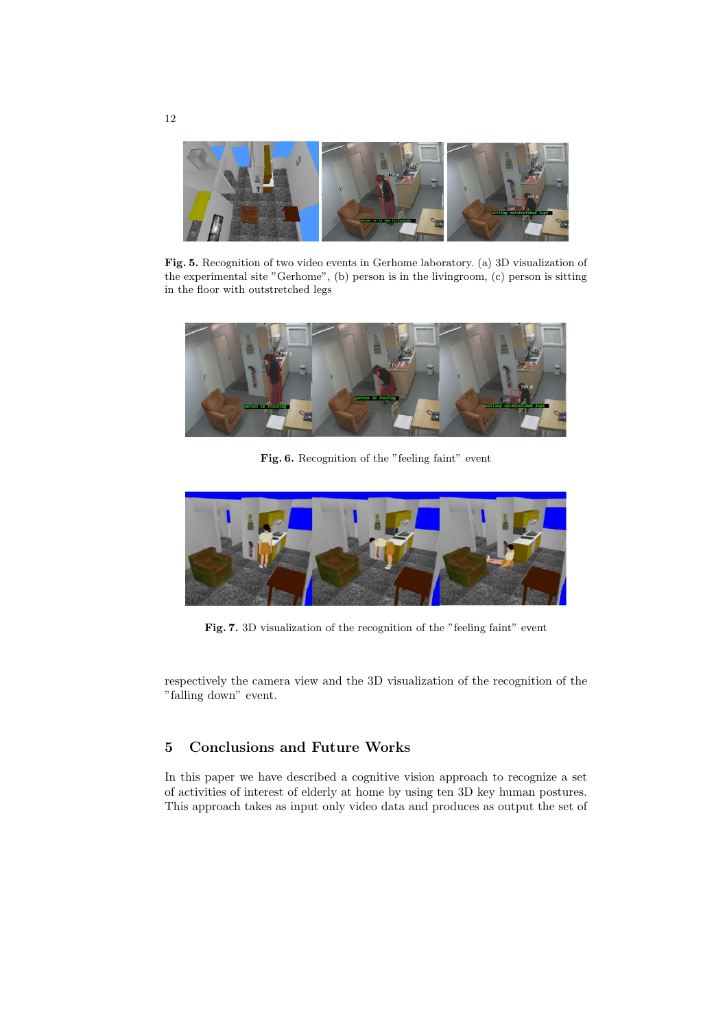**Fig. 5.** Recognition of two video events in Gerhome laboratory. (a) 3D visualization of the experimental site "Gerhome", (b) person is in the livingroom, (c) person is sitting in the floor with outstretched legs

**Fig. 6.** Recognition of the "feeling faint" event

**Fig. 7.** 3D visualization of the recognition of the "feeling faint" event

respectively the camera view and the 3D visualization of the recognition of the "falling down" event.

## 5 Conclusions and Future Works

In this paper we have described a cognitive vision approach to recognize a set of activities of interest of elderly at home by using ten 3D key human postures. This approach takes as input only video data and produces as output the set of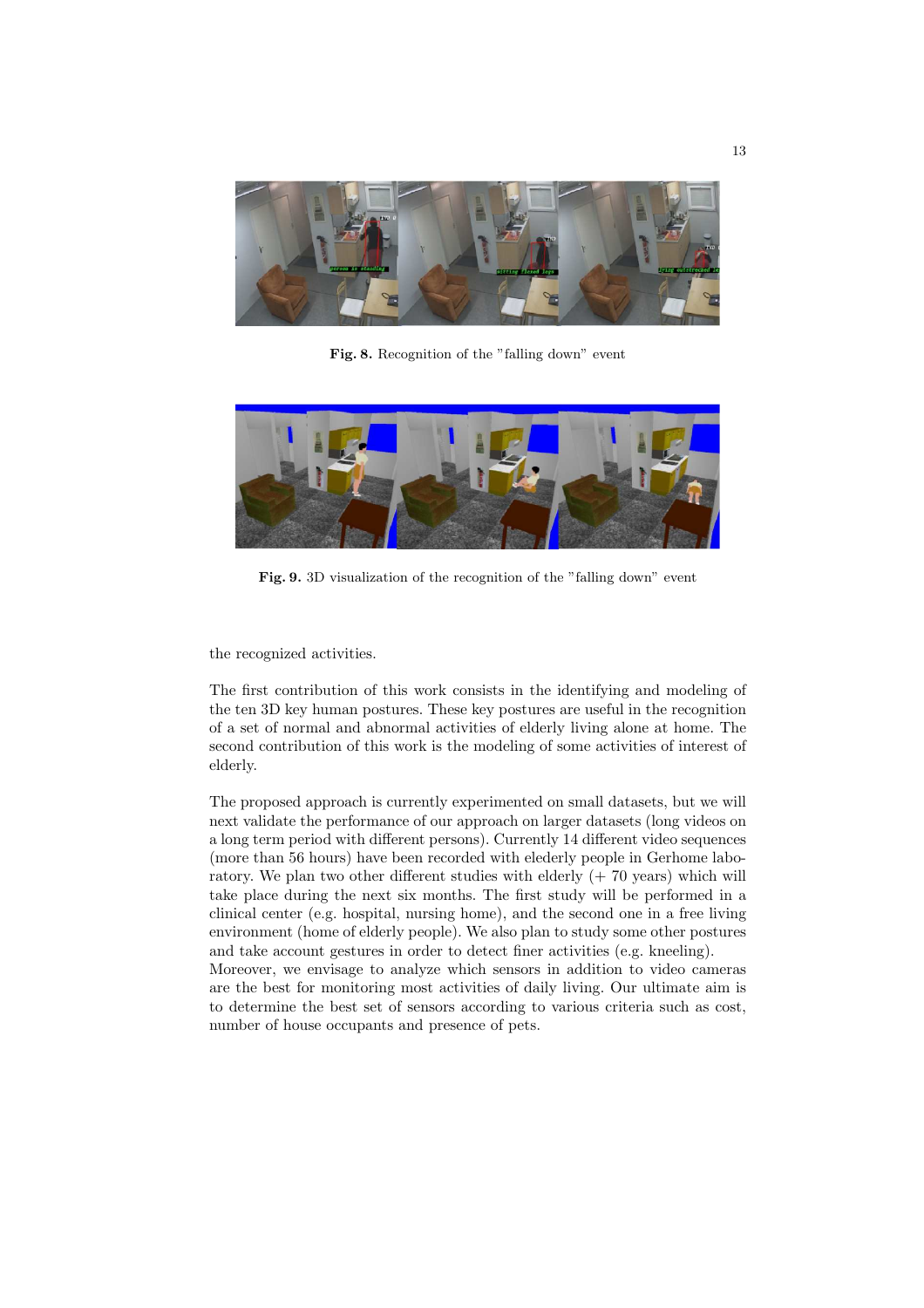**Fig. 8.** Recognition of the "falling down" event

**Fig. 9.** 3D visualization of the recognition of the "falling down" event

the recognized activities.

The first contribution of this work consists in the identifying and modeling of the ten 3D key human postures. These key postures are useful in the recognition of a set of normal and abnormal activities of elderly living alone at home. The second contribution of this work is the modeling of some activities of interest of elderly.

The proposed approach is currently experimented on small datasets, but we will next validate the performance of our approach on larger datasets (long videos on a long term period with different persons). Currently 14 different video sequences (more than 56 hours) have been recorded with elederly people in Gerhome laboratory. We plan two other different studies with elderly (+ 70 years) which will take place during the next six months. The first study will be performed in a clinical center (e.g. hospital, nursing home), and the second one in a free living environment (home of elderly people). We also plan to study some other postures and take account gestures in order to detect finer activities (e.g. kneeling). Moreover, we envisage to analyze which sensors in addition to video cameras are the best for monitoring most activities of daily living. Our ultimate aim is to determine the best set of sensors according to various criteria such as cost, number of house occupants and presence of pets.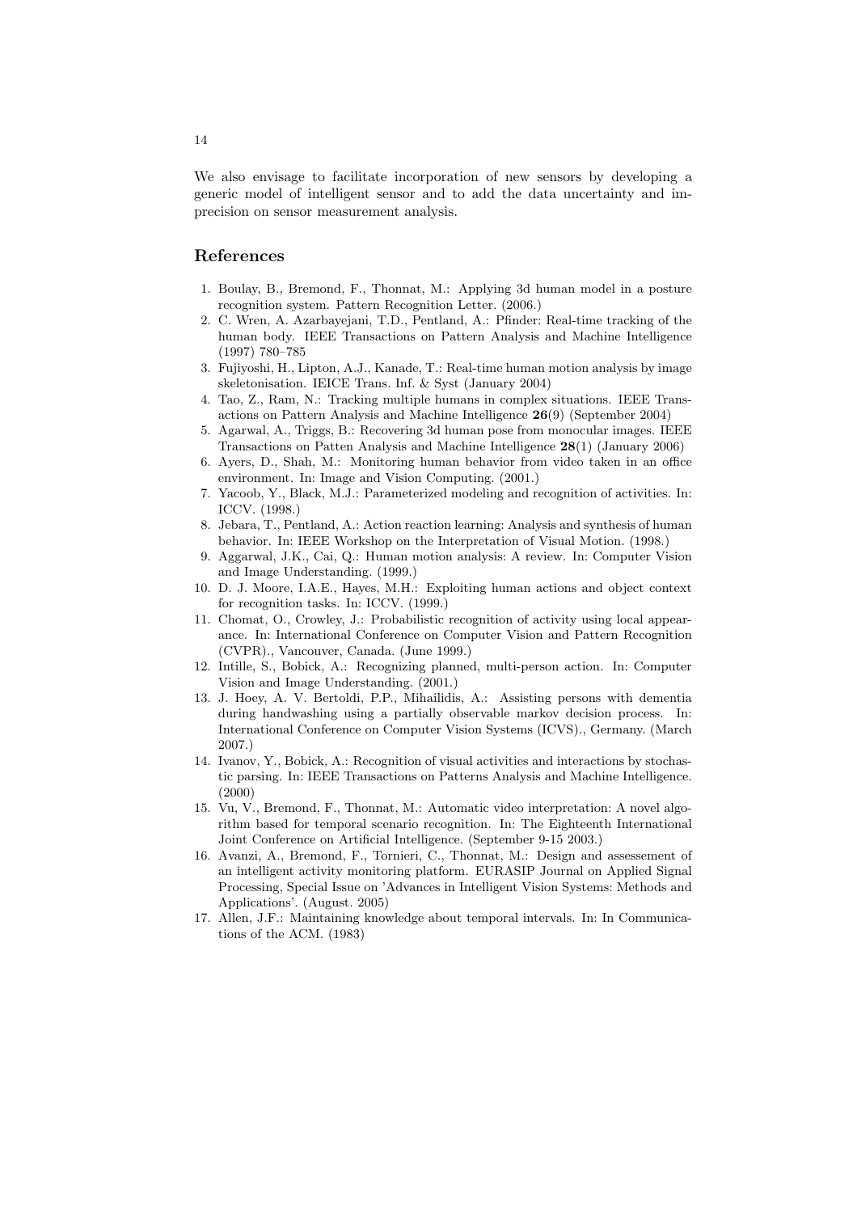We also envisage to facilitate incorporation of new sensors by developing a generic model of intelligent sensor and to add the data uncertainty and imprecision on sensor measurement analysis.

## References

1. Boulay, B., Bremond, F., Thonnat, M.: Applying 3d human model in a posture recognition system. Pattern Recognition Letter. (2006.)
2. C. Wren, A. Azarbayejani, T.D., Pentland, A.: Pfinder: Real-time tracking of the human body. IEEE Transactions on Pattern Analysis and Machine Intelligence (1997) 780–785
3. Fujiyoshi, H., Lipton, A.J., Kanade, T.: Real-time human motion analysis by image skeletonisation. IEICE Trans. Inf. & Syst (January 2004)
4. Tao, Z., Ram, N.: Tracking multiple humans in complex situations. IEEE Transactions on Pattern Analysis and Machine Intelligence **26**(9) (September 2004)
5. Agarwal, A., Triggs, B.: Recovering 3d human pose from monocular images. IEEE Transactions on Patten Analysis and Machine Intelligence **28**(1) (January 2006)
6. Ayers, D., Shah, M.: Monitoring human behavior from video taken in an office environment. In: Image and Vision Computing. (2001.)
7. Yacoob, Y., Black, M.J.: Parameterized modeling and recognition of activities. In: ICCV. (1998.)
8. Jebara, T., Pentland, A.: Action reaction learning: Analysis and synthesis of human behavior. In: IEEE Workshop on the Interpretation of Visual Motion. (1998.)
9. Aggarwal, J.K., Cai, Q.: Human motion analysis: A review. In: Computer Vision and Image Understanding. (1999.)
10. D. J. Moore, I.A.E., Hayes, M.H.: Exploiting human actions and object context for recognition tasks. In: ICCV. (1999.)
11. Chomat, O., Crowley, J.: Probabilistic recognition of activity using local appearance. In: International Conference on Computer Vision and Pattern Recognition (CVPR)., Vancouver, Canada. (June 1999.)
12. Intille, S., Bobick, A.: Recognizing planned, multi-person action. In: Computer Vision and Image Understanding. (2001.)
13. J. Hoey, A. V. Bertoldi, P.P., Mihailidis, A.: Assisting persons with dementia during handwashing using a partially observable markov decision process. In: International Conference on Computer Vision Systems (ICVS)., Germany. (March 2007.)
14. Ivanov, Y., Bobick, A.: Recognition of visual activities and interactions by stochastic parsing. In: IEEE Transactions on Patterns Analysis and Machine Intelligence. (2000)
15. Vu, V., Bremond, F., Thonnat, M.: Automatic video interpretation: A novel algorithm based for temporal scenario recognition. In: The Eighteenth International Joint Conference on Artificial Intelligence. (September 9-15 2003.)
16. Avanzi, A., Bremond, F., Tornieri, C., Thonnat, M.: Design and assessement of an intelligent activity monitoring platform. EURASIP Journal on Applied Signal Processing, Special Issue on 'Advances in Intelligent Vision Systems: Methods and Applications'. (August. 2005)
17. Allen, J.F.: Maintaining knowledge about temporal intervals. In: In Communications of the ACM. (1983)